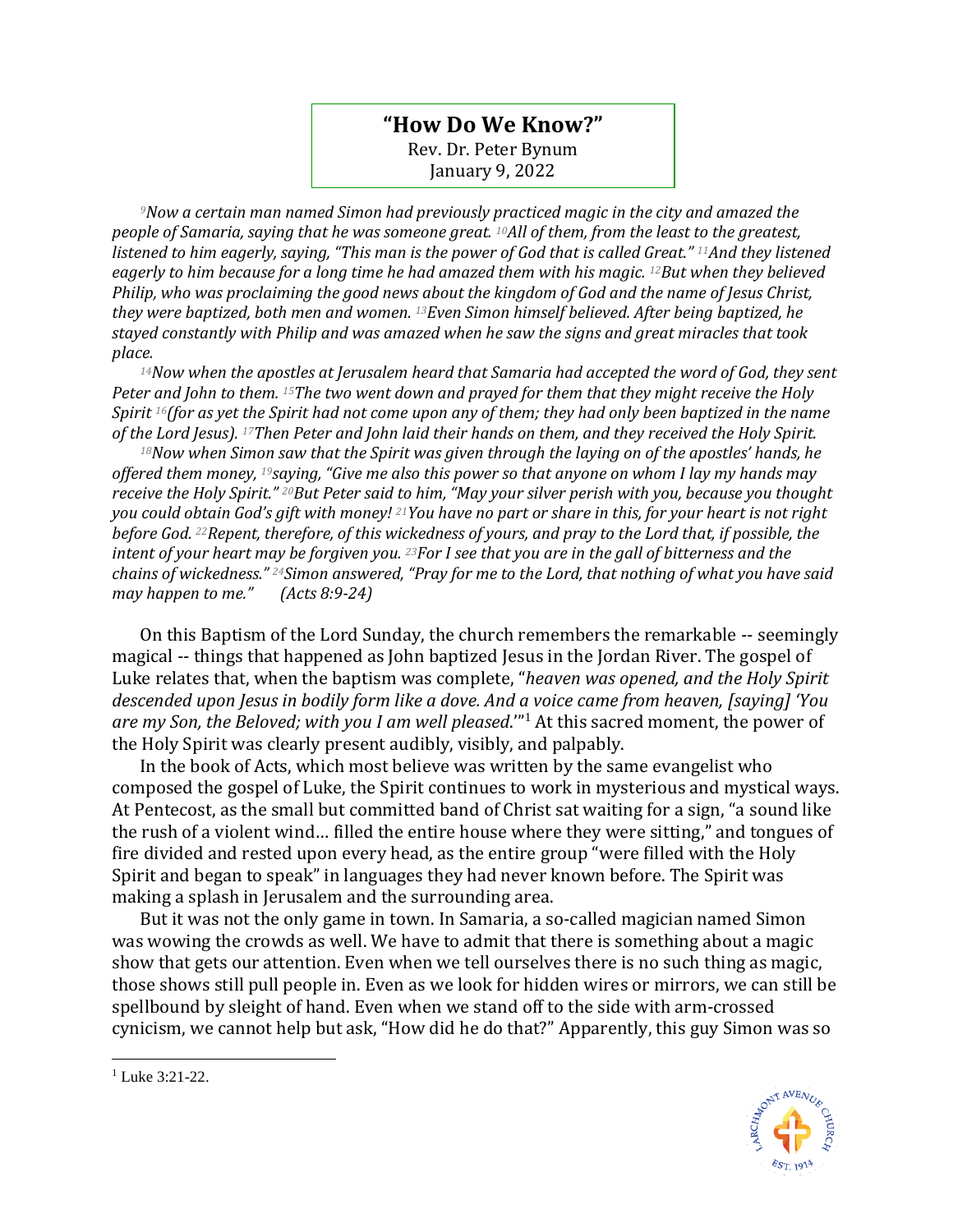# "How Do We Know?"

Rev. Dr. Peter Bynum
January 9, 2022

*[9]Now a certain man named Simon had previously practiced magic in the city and amazed the people of Samaria, saying that he was someone great. [10]All of them, from the least to the greatest, listened to him eagerly, saying, "This man is the power of God that is called Great." [11]And they listened eagerly to him because for a long time he had amazed them with his magic. [12]But when they believed Philip, who was proclaiming the good news about the kingdom of God and the name of Jesus Christ, they were baptized, both men and women. [13]Even Simon himself believed. After being baptized, he stayed constantly with Philip and was amazed when he saw the signs and great miracles that took place.*

*[14]Now when the apostles at Jerusalem heard that Samaria had accepted the word of God, they sent Peter and John to them. [15]The two went down and prayed for them that they might receive the Holy Spirit [16](for as yet the Spirit had not come upon any of them; they had only been baptized in the name of the Lord Jesus). [17]Then Peter and John laid their hands on them, and they received the Holy Spirit.*

*[18]Now when Simon saw that the Spirit was given through the laying on of the apostles' hands, he offered them money, [19]saying, "Give me also this power so that anyone on whom I lay my hands may receive the Holy Spirit." [20]But Peter said to him, "May your silver perish with you, because you thought you could obtain God's gift with money! [21]You have no part or share in this, for your heart is not right before God. [22]Repent, therefore, of this wickedness of yours, and pray to the Lord that, if possible, the intent of your heart may be forgiven you. [23]For I see that you are in the gall of bitterness and the chains of wickedness." [24]Simon answered, "Pray for me to the Lord, that nothing of what you have said may happen to me."      (Acts 8:9-24)*

On this Baptism of the Lord Sunday, the church remembers the remarkable -- seemingly magical -- things that happened as John baptized Jesus in the Jordan River. The gospel of Luke relates that, when the baptism was complete, "*heaven was opened, and the Holy Spirit descended upon Jesus in bodily form like a dove. And a voice came from heaven, [saying] 'You are my Son, the Beloved; with you I am well pleased*.'"[1] At this sacred moment, the power of the Holy Spirit was clearly present audibly, visibly, and palpably.

In the book of Acts, which most believe was written by the same evangelist who composed the gospel of Luke, the Spirit continues to work in mysterious and mystical ways. At Pentecost, as the small but committed band of Christ sat waiting for a sign, "a sound like the rush of a violent wind… filled the entire house where they were sitting," and tongues of fire divided and rested upon every head, as the entire group "were filled with the Holy Spirit and began to speak" in languages they had never known before. The Spirit was making a splash in Jerusalem and the surrounding area.

But it was not the only game in town. In Samaria, a so-called magician named Simon was wowing the crowds as well. We have to admit that there is something about a magic show that gets our attention. Even when we tell ourselves there is no such thing as magic, those shows still pull people in. Even as we look for hidden wires or mirrors, we can still be spellbound by sleight of hand. Even when we stand off to the side with arm-crossed cynicism, we cannot help but ask, "How did he do that?" Apparently, this guy Simon was so

[1] Luke 3:21-22.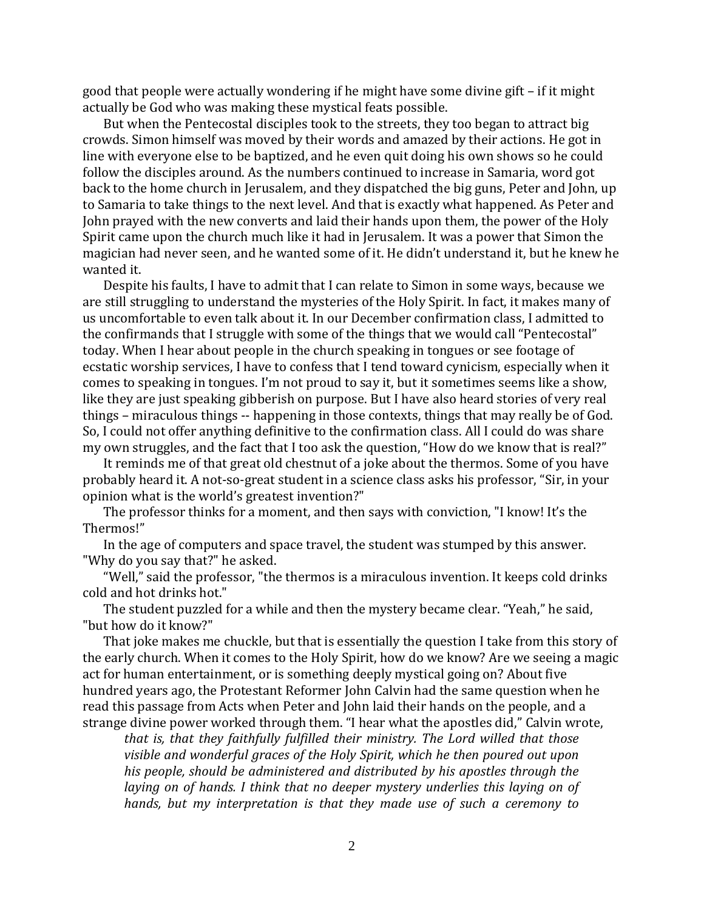good that people were actually wondering if he might have some divine gift – if it might actually be God who was making these mystical feats possible.

But when the Pentecostal disciples took to the streets, they too began to attract big crowds. Simon himself was moved by their words and amazed by their actions. He got in line with everyone else to be baptized, and he even quit doing his own shows so he could follow the disciples around. As the numbers continued to increase in Samaria, word got back to the home church in Jerusalem, and they dispatched the big guns, Peter and John, up to Samaria to take things to the next level. And that is exactly what happened. As Peter and John prayed with the new converts and laid their hands upon them, the power of the Holy Spirit came upon the church much like it had in Jerusalem. It was a power that Simon the magician had never seen, and he wanted some of it. He didn't understand it, but he knew he wanted it.

Despite his faults, I have to admit that I can relate to Simon in some ways, because we are still struggling to understand the mysteries of the Holy Spirit. In fact, it makes many of us uncomfortable to even talk about it. In our December confirmation class, I admitted to the confirmands that I struggle with some of the things that we would call "Pentecostal" today. When I hear about people in the church speaking in tongues or see footage of ecstatic worship services, I have to confess that I tend toward cynicism, especially when it comes to speaking in tongues. I'm not proud to say it, but it sometimes seems like a show, like they are just speaking gibberish on purpose. But I have also heard stories of very real things – miraculous things -- happening in those contexts, things that may really be of God. So, I could not offer anything definitive to the confirmation class. All I could do was share my own struggles, and the fact that I too ask the question, "How do we know that is real?"

It reminds me of that great old chestnut of a joke about the thermos. Some of you have probably heard it. A not-so-great student in a science class asks his professor, "Sir, in your opinion what is the world's greatest invention?"

The professor thinks for a moment, and then says with conviction, "I know! It's the Thermos!"

In the age of computers and space travel, the student was stumped by this answer. "Why do you say that?" he asked.

"Well," said the professor, "the thermos is a miraculous invention. It keeps cold drinks cold and hot drinks hot."

The student puzzled for a while and then the mystery became clear. "Yeah," he said, "but how do it know?"

That joke makes me chuckle, but that is essentially the question I take from this story of the early church. When it comes to the Holy Spirit, how do we know? Are we seeing a magic act for human entertainment, or is something deeply mystical going on? About five hundred years ago, the Protestant Reformer John Calvin had the same question when he read this passage from Acts when Peter and John laid their hands on the people, and a strange divine power worked through them. "I hear what the apostles did," Calvin wrote,

> *that is, that they faithfully fulfilled their ministry. The Lord willed that those visible and wonderful graces of the Holy Spirit, which he then poured out upon his people, should be administered and distributed by his apostles through the laying on of hands. I think that no deeper mystery underlies this laying on of hands, but my interpretation is that they made use of such a ceremony to*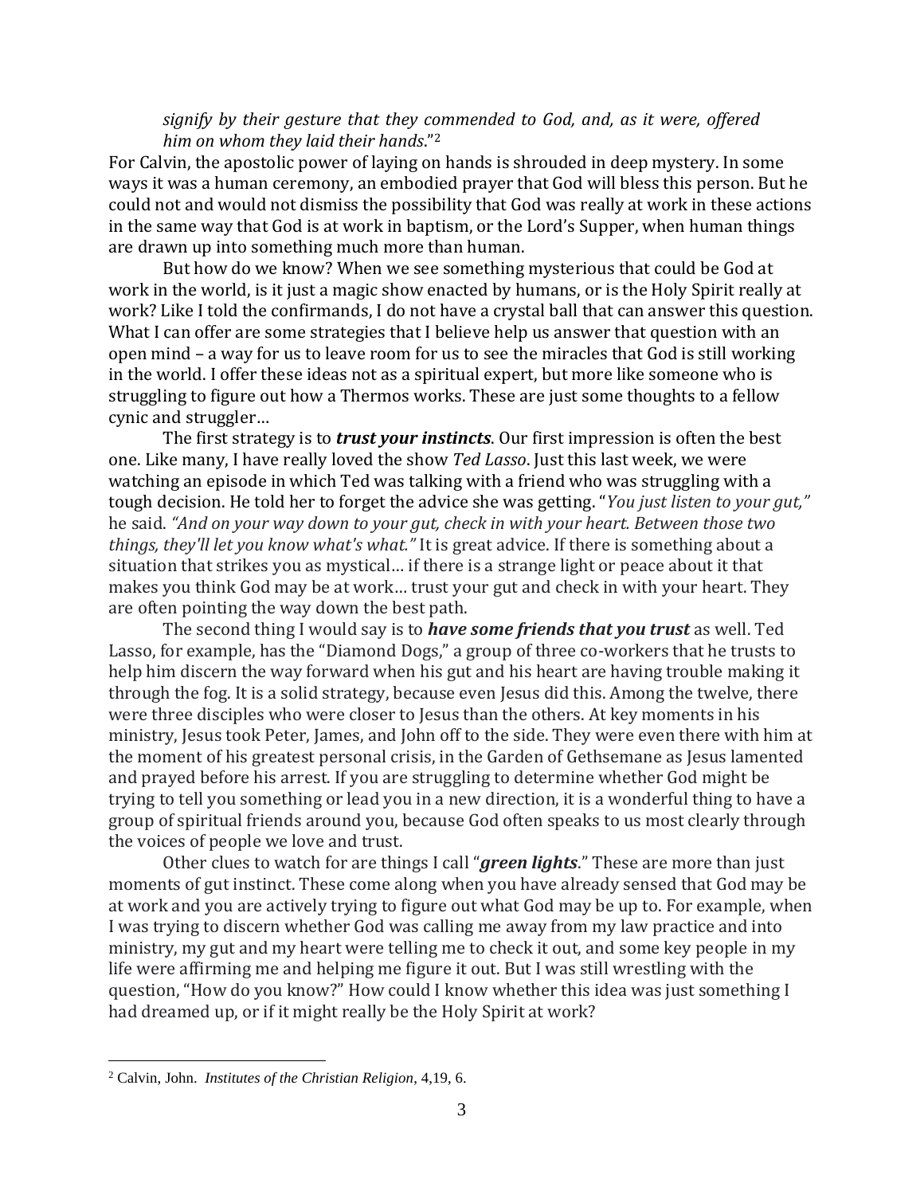*signify by their gesture that they commended to God, and, as it were, offered him on whom they laid their hands*."[2]

For Calvin, the apostolic power of laying on hands is shrouded in deep mystery. In some ways it was a human ceremony, an embodied prayer that God will bless this person. But he could not and would not dismiss the possibility that God was really at work in these actions in the same way that God is at work in baptism, or the Lord's Supper, when human things are drawn up into something much more than human.

But how do we know? When we see something mysterious that could be God at work in the world, is it just a magic show enacted by humans, or is the Holy Spirit really at work? Like I told the confirmands, I do not have a crystal ball that can answer this question. What I can offer are some strategies that I believe help us answer that question with an open mind – a way for us to leave room for us to see the miracles that God is still working in the world. I offer these ideas not as a spiritual expert, but more like someone who is struggling to figure out how a Thermos works. These are just some thoughts to a fellow cynic and struggler…

The first strategy is to ***trust your instincts***. Our first impression is often the best one. Like many, I have really loved the show *Ted Lasso*. Just this last week, we were watching an episode in which Ted was talking with a friend who was struggling with a tough decision. He told her to forget the advice she was getting. "*You just listen to your gut,"* he said. *"And on your way down to your gut, check in with your heart. Between those two things, they'll let you know what's what."* It is great advice. If there is something about a situation that strikes you as mystical… if there is a strange light or peace about it that makes you think God may be at work… trust your gut and check in with your heart. They are often pointing the way down the best path.

The second thing I would say is to ***have some friends that you trust*** as well. Ted Lasso, for example, has the "Diamond Dogs," a group of three co-workers that he trusts to help him discern the way forward when his gut and his heart are having trouble making it through the fog. It is a solid strategy, because even Jesus did this. Among the twelve, there were three disciples who were closer to Jesus than the others. At key moments in his ministry, Jesus took Peter, James, and John off to the side. They were even there with him at the moment of his greatest personal crisis, in the Garden of Gethsemane as Jesus lamented and prayed before his arrest. If you are struggling to determine whether God might be trying to tell you something or lead you in a new direction, it is a wonderful thing to have a group of spiritual friends around you, because God often speaks to us most clearly through the voices of people we love and trust.

Other clues to watch for are things I call "***green lights***." These are more than just moments of gut instinct. These come along when you have already sensed that God may be at work and you are actively trying to figure out what God may be up to. For example, when I was trying to discern whether God was calling me away from my law practice and into ministry, my gut and my heart were telling me to check it out, and some key people in my life were affirming me and helping me figure it out. But I was still wrestling with the question, "How do you know?" How could I know whether this idea was just something I had dreamed up, or if it might really be the Holy Spirit at work?

---

[2] Calvin, John. *Institutes of the Christian Religion*, 4,19, 6.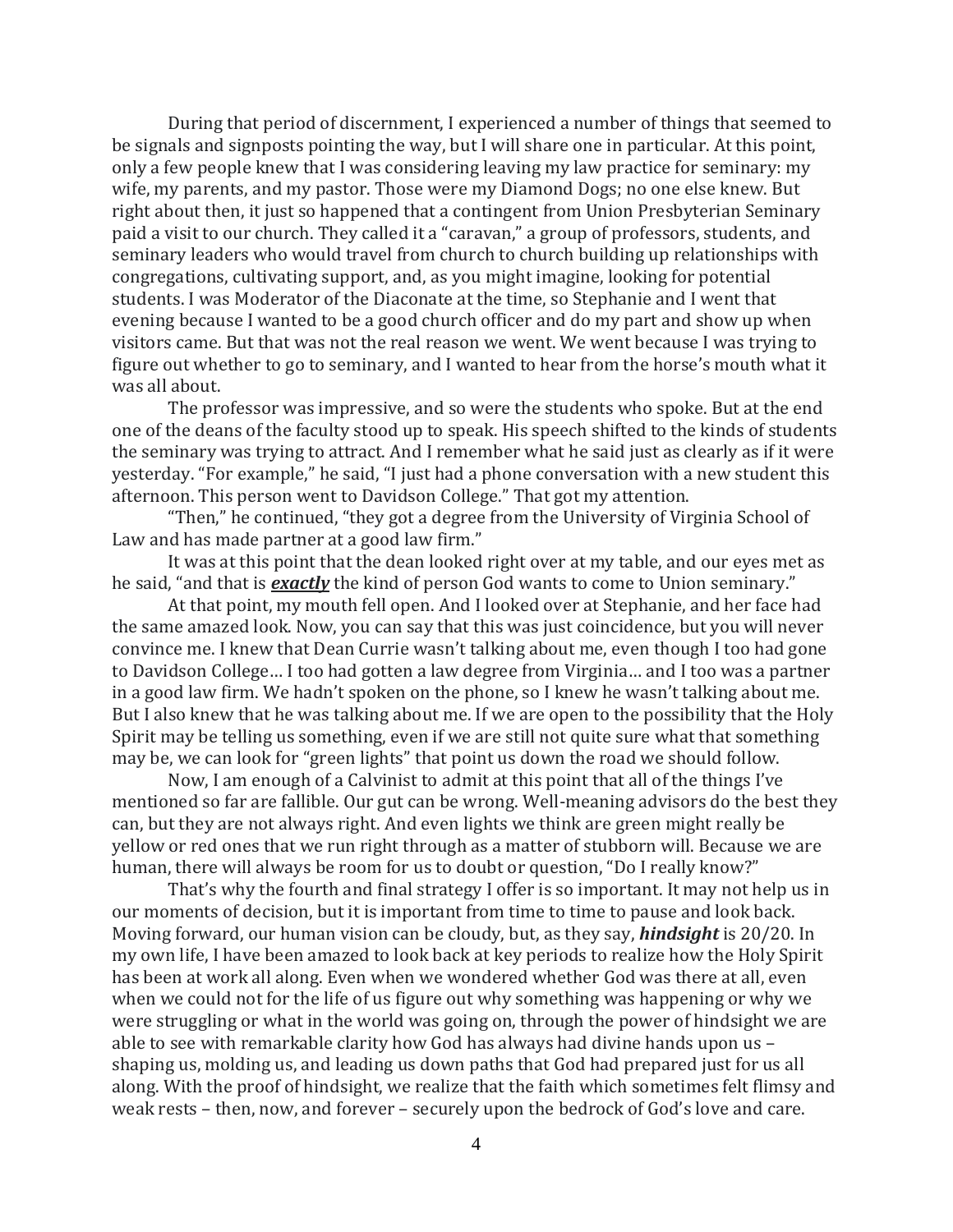During that period of discernment, I experienced a number of things that seemed to be signals and signposts pointing the way, but I will share one in particular. At this point, only a few people knew that I was considering leaving my law practice for seminary: my wife, my parents, and my pastor. Those were my Diamond Dogs; no one else knew. But right about then, it just so happened that a contingent from Union Presbyterian Seminary paid a visit to our church. They called it a "caravan," a group of professors, students, and seminary leaders who would travel from church to church building up relationships with congregations, cultivating support, and, as you might imagine, looking for potential students. I was Moderator of the Diaconate at the time, so Stephanie and I went that evening because I wanted to be a good church officer and do my part and show up when visitors came. But that was not the real reason we went. We went because I was trying to figure out whether to go to seminary, and I wanted to hear from the horse's mouth what it was all about.

The professor was impressive, and so were the students who spoke. But at the end one of the deans of the faculty stood up to speak. His speech shifted to the kinds of students the seminary was trying to attract. And I remember what he said just as clearly as if it were yesterday. "For example," he said, "I just had a phone conversation with a new student this afternoon. This person went to Davidson College." That got my attention.

"Then," he continued, "they got a degree from the University of Virginia School of Law and has made partner at a good law firm."

It was at this point that the dean looked right over at my table, and our eyes met as he said, "and that is ***exactly*** the kind of person God wants to come to Union seminary."

At that point, my mouth fell open. And I looked over at Stephanie, and her face had the same amazed look. Now, you can say that this was just coincidence, but you will never convince me. I knew that Dean Currie wasn't talking about me, even though I too had gone to Davidson College… I too had gotten a law degree from Virginia… and I too was a partner in a good law firm. We hadn't spoken on the phone, so I knew he wasn't talking about me. But I also knew that he was talking about me. If we are open to the possibility that the Holy Spirit may be telling us something, even if we are still not quite sure what that something may be, we can look for "green lights" that point us down the road we should follow.

Now, I am enough of a Calvinist to admit at this point that all of the things I've mentioned so far are fallible. Our gut can be wrong. Well-meaning advisors do the best they can, but they are not always right. And even lights we think are green might really be yellow or red ones that we run right through as a matter of stubborn will. Because we are human, there will always be room for us to doubt or question, "Do I really know?"

That's why the fourth and final strategy I offer is so important. It may not help us in our moments of decision, but it is important from time to time to pause and look back. Moving forward, our human vision can be cloudy, but, as they say, ***hindsight*** is 20/20. In my own life, I have been amazed to look back at key periods to realize how the Holy Spirit has been at work all along. Even when we wondered whether God was there at all, even when we could not for the life of us figure out why something was happening or why we were struggling or what in the world was going on, through the power of hindsight we are able to see with remarkable clarity how God has always had divine hands upon us – shaping us, molding us, and leading us down paths that God had prepared just for us all along. With the proof of hindsight, we realize that the faith which sometimes felt flimsy and weak rests – then, now, and forever – securely upon the bedrock of God's love and care.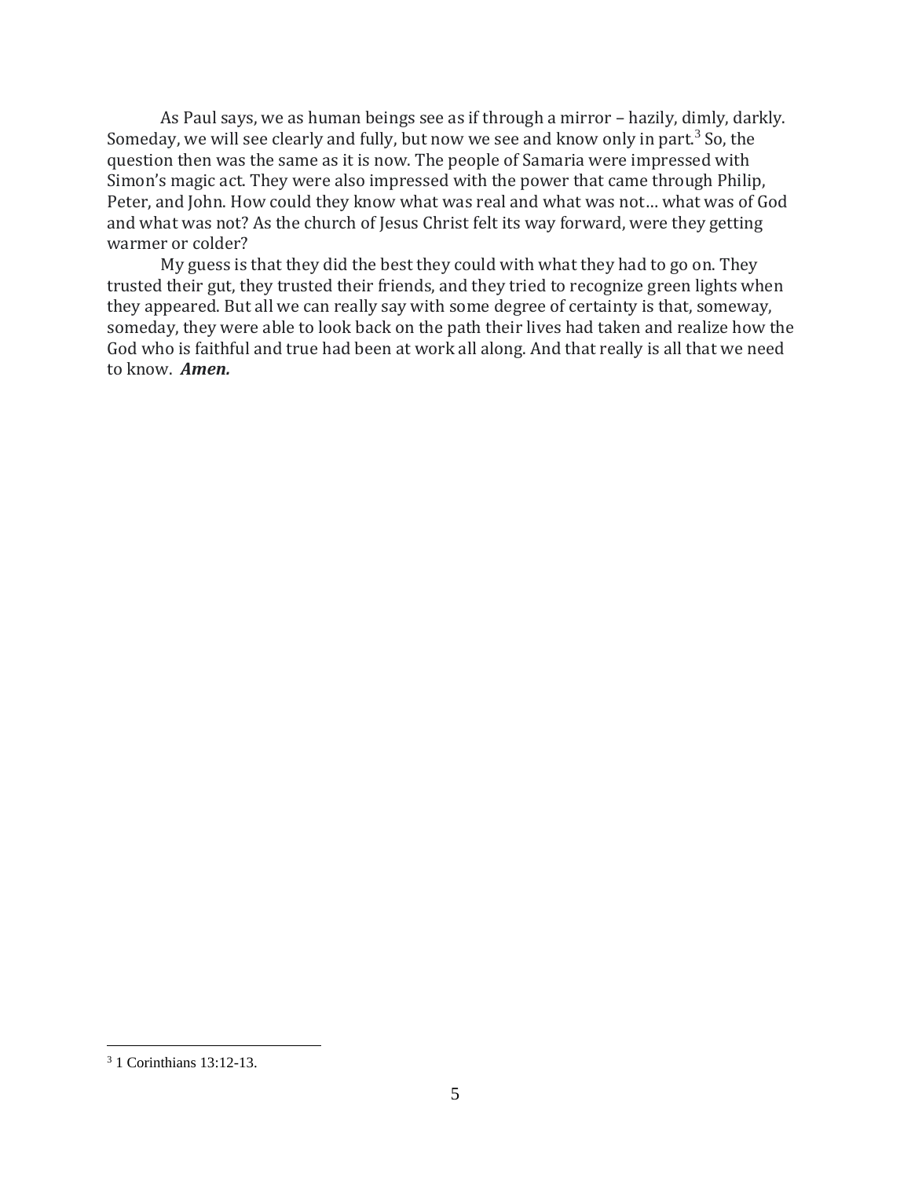As Paul says, we as human beings see as if through a mirror – hazily, dimly, darkly. Someday, we will see clearly and fully, but now we see and know only in part.[3] So, the question then was the same as it is now. The people of Samaria were impressed with Simon's magic act. They were also impressed with the power that came through Philip, Peter, and John. How could they know what was real and what was not… what was of God and what was not? As the church of Jesus Christ felt its way forward, were they getting warmer or colder?

My guess is that they did the best they could with what they had to go on. They trusted their gut, they trusted their friends, and they tried to recognize green lights when they appeared. But all we can really say with some degree of certainty is that, someway, someday, they were able to look back on the path their lives had taken and realize how the God who is faithful and true had been at work all along. And that really is all that we need to know. ***Amen.***

---

[3] 1 Corinthians 13:12-13.